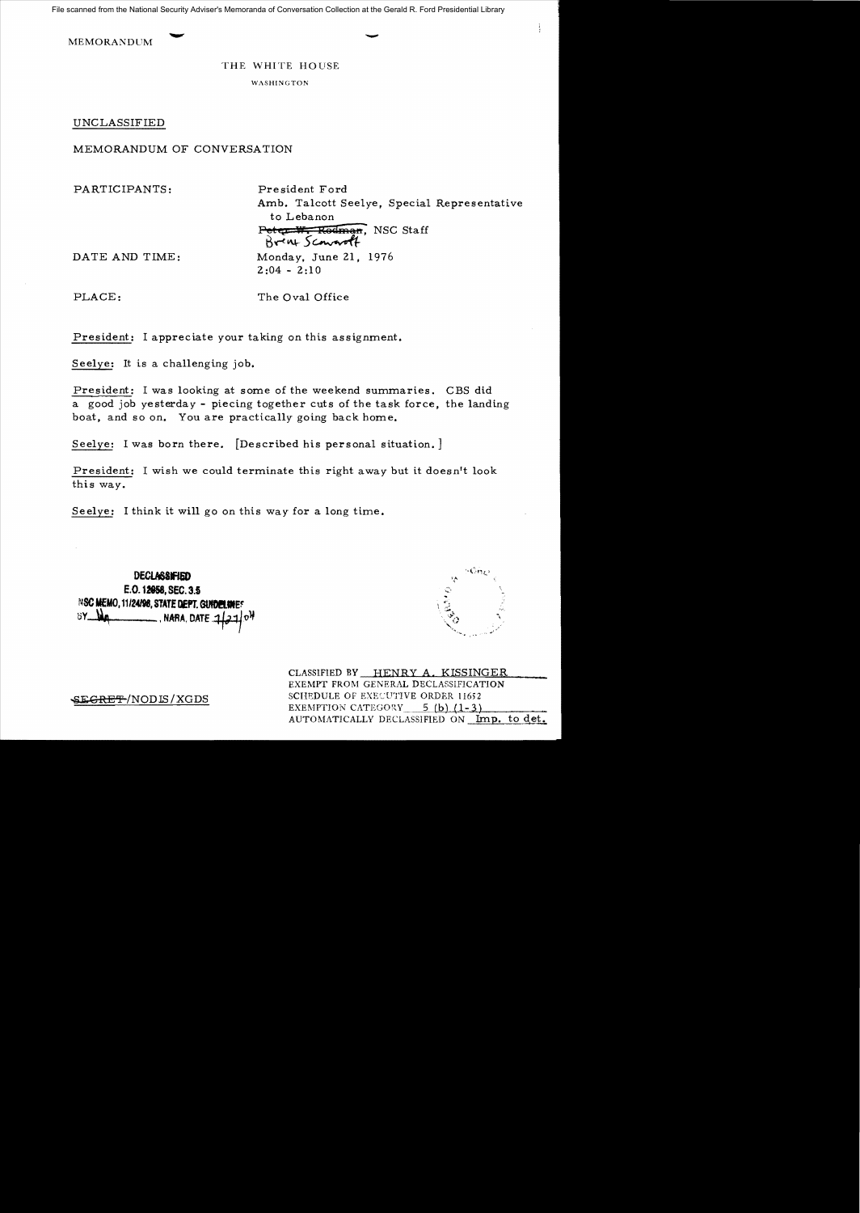File scanned from the National Security Adviser's Memoranda of Conversation Collection at the Gerald R. Ford Presidential Library

MEMORANDUM

THE WHITE HOUSE

WASHINGTON

UNCLASSIFIED

MEMORANDUM OF CONVERSATION

PARTICIPANTS: President Ford
Amb. Talcott Seelye, Special Representative to Lebanon
~~Peter W. Rodman~~, NSC Staff
Brent Scowcroft

DATE AND TIME: Monday, June 21, 1976
2:04 - 2:10

PLACE: The Oval Office

President: I appreciate your taking on this assignment.

Seelye: It is a challenging job.

President: I was looking at some of the weekend summaries. CBS did a good job yesterday - piecing together cuts of the task force, the landing boat, and so on. You are practically going back home.

Seelye: I was born there. [Described his personal situation.]

President: I wish we could terminate this right away but it doesn't look this way.

Seelye: I think it will go on this way for a long time.

DECLASSIFIED
E.O. 12958, SEC. 3.5
NSC MEMO, 11/24/98, STATE DEPT. GUIDELINES
BY ___, NARA, DATE 7/21/04

CLASSIFIED BY HENRY A. KISSINGER
EXEMPT FROM GENERAL DECLASSIFICATION
SCHEDULE OF EXECUTIVE ORDER 11652
EXEMPTION CATEGORY 5 (b) (1-3)
AUTOMATICALLY DECLASSIFIED ON Imp. to det.

~~SECRET~~/NODIS/XGDS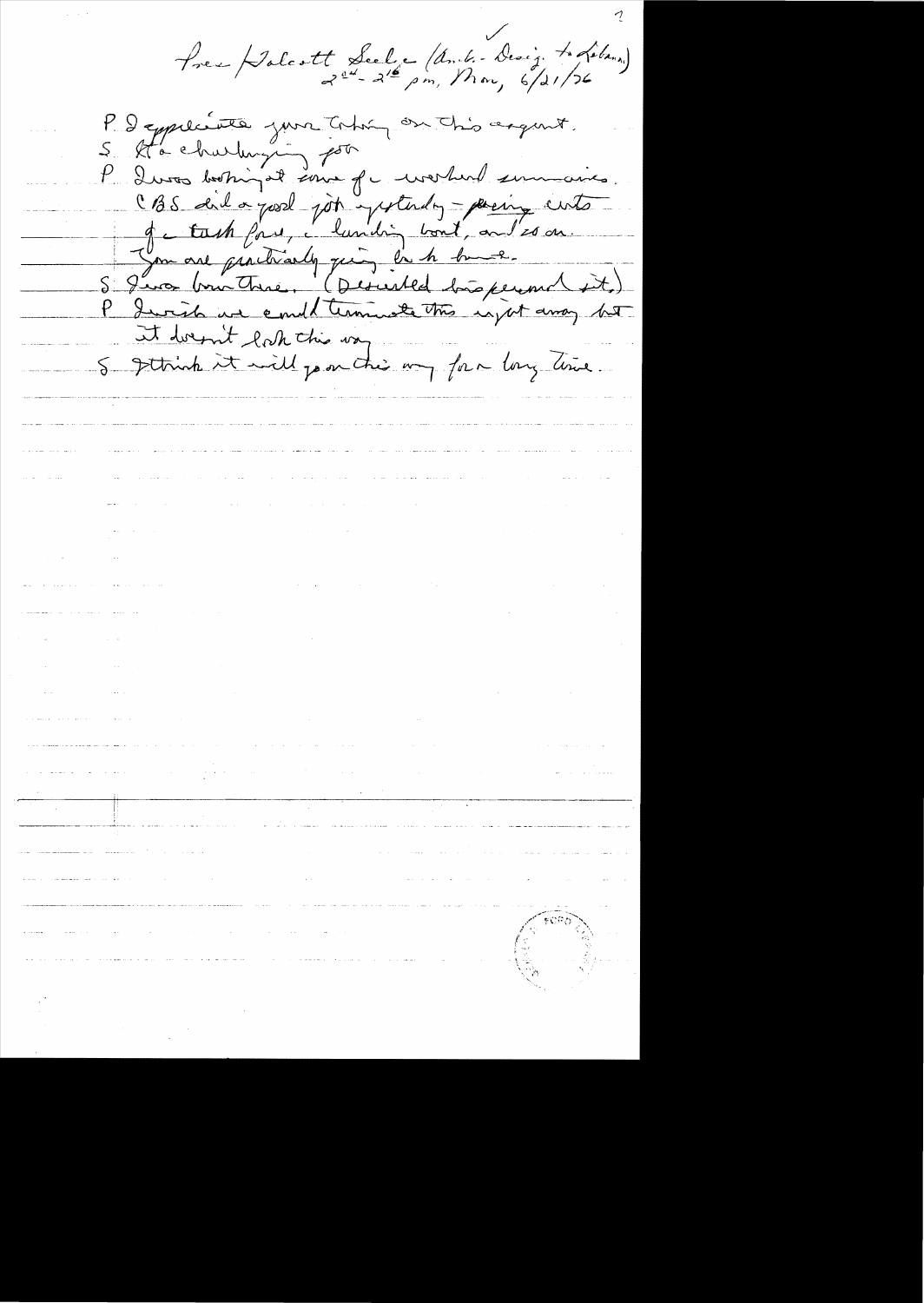Pres/Talcott Seelye (Amb.-Desig. to Lebanon)
2:14 - 2:16 pm, Mon, 6/21/76

P I appreciate your taking on this assignment.
S It's challenging for
P I was looking at some of the weekend summaries. CBS did a good job yesterday - piecing into the task force, landing boat, and so on. You are practically going back home.
S I was born there. (Described his personal site.)
P I wish we could terminate this right away but it doesn't look this way
S I think it will go on this way for a long time.